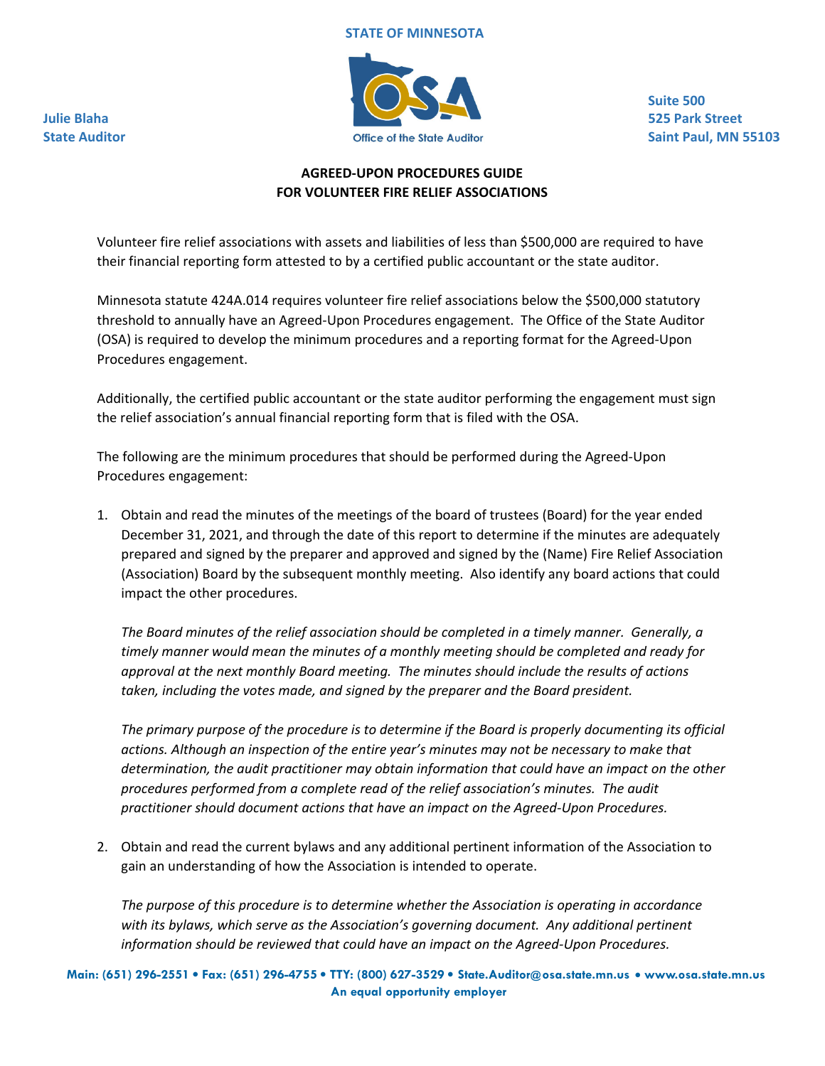STATE OF MINNESOTA

Julie Blaha
State Auditor

Office of the State Auditor

Suite 500
525 Park Street
Saint Paul, MN 55103

## AGREED-UPON PROCEDURES GUIDE FOR VOLUNTEER FIRE RELIEF ASSOCIATIONS

Volunteer fire relief associations with assets and liabilities of less than $500,000 are required to have their financial reporting form attested to by a certified public accountant or the state auditor.

Minnesota statute 424A.014 requires volunteer fire relief associations below the $500,000 statutory threshold to annually have an Agreed-Upon Procedures engagement. The Office of the State Auditor (OSA) is required to develop the minimum procedures and a reporting format for the Agreed-Upon Procedures engagement.

Additionally, the certified public accountant or the state auditor performing the engagement must sign the relief association's annual financial reporting form that is filed with the OSA.

The following are the minimum procedures that should be performed during the Agreed-Upon Procedures engagement:

1. Obtain and read the minutes of the meetings of the board of trustees (Board) for the year ended December 31, 2021, and through the date of this report to determine if the minutes are adequately prepared and signed by the preparer and approved and signed by the (Name) Fire Relief Association (Association) Board by the subsequent monthly meeting. Also identify any board actions that could impact the other procedures.

   *The Board minutes of the relief association should be completed in a timely manner. Generally, a timely manner would mean the minutes of a monthly meeting should be completed and ready for approval at the next monthly Board meeting. The minutes should include the results of actions taken, including the votes made, and signed by the preparer and the Board president.*

   *The primary purpose of the procedure is to determine if the Board is properly documenting its official actions. Although an inspection of the entire year's minutes may not be necessary to make that determination, the audit practitioner may obtain information that could have an impact on the other procedures performed from a complete read of the relief association's minutes. The audit practitioner should document actions that have an impact on the Agreed-Upon Procedures.*

2. Obtain and read the current bylaws and any additional pertinent information of the Association to gain an understanding of how the Association is intended to operate.

   *The purpose of this procedure is to determine whether the Association is operating in accordance with its bylaws, which serve as the Association's governing document. Any additional pertinent information should be reviewed that could have an impact on the Agreed-Upon Procedures.*

Main: (651) 296-2551 • Fax: (651) 296-4755 • TTY: (800) 627-3529 • State.Auditor@osa.state.mn.us • www.osa.state.mn.us
An equal opportunity employer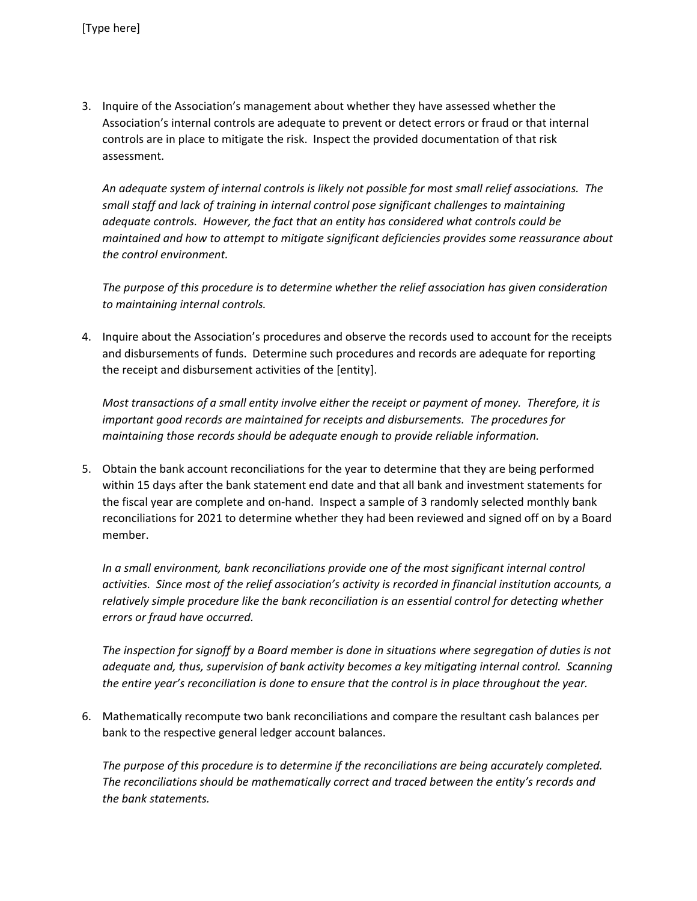3. Inquire of the Association's management about whether they have assessed whether the Association's internal controls are adequate to prevent or detect errors or fraud or that internal controls are in place to mitigate the risk. Inspect the provided documentation of that risk assessment.

   *An adequate system of internal controls is likely not possible for most small relief associations. The small staff and lack of training in internal control pose significant challenges to maintaining adequate controls. However, the fact that an entity has considered what controls could be maintained and how to attempt to mitigate significant deficiencies provides some reassurance about the control environment.*

   *The purpose of this procedure is to determine whether the relief association has given consideration to maintaining internal controls.*

4. Inquire about the Association's procedures and observe the records used to account for the receipts and disbursements of funds. Determine such procedures and records are adequate for reporting the receipt and disbursement activities of the [entity].

   *Most transactions of a small entity involve either the receipt or payment of money. Therefore, it is important good records are maintained for receipts and disbursements. The procedures for maintaining those records should be adequate enough to provide reliable information.*

5. Obtain the bank account reconciliations for the year to determine that they are being performed within 15 days after the bank statement end date and that all bank and investment statements for the fiscal year are complete and on-hand. Inspect a sample of 3 randomly selected monthly bank reconciliations for 2021 to determine whether they had been reviewed and signed off on by a Board member.

   *In a small environment, bank reconciliations provide one of the most significant internal control activities. Since most of the relief association's activity is recorded in financial institution accounts, a relatively simple procedure like the bank reconciliation is an essential control for detecting whether errors or fraud have occurred.*

   *The inspection for signoff by a Board member is done in situations where segregation of duties is not adequate and, thus, supervision of bank activity becomes a key mitigating internal control. Scanning the entire year's reconciliation is done to ensure that the control is in place throughout the year.*

6. Mathematically recompute two bank reconciliations and compare the resultant cash balances per bank to the respective general ledger account balances.

   *The purpose of this procedure is to determine if the reconciliations are being accurately completed. The reconciliations should be mathematically correct and traced between the entity's records and the bank statements.*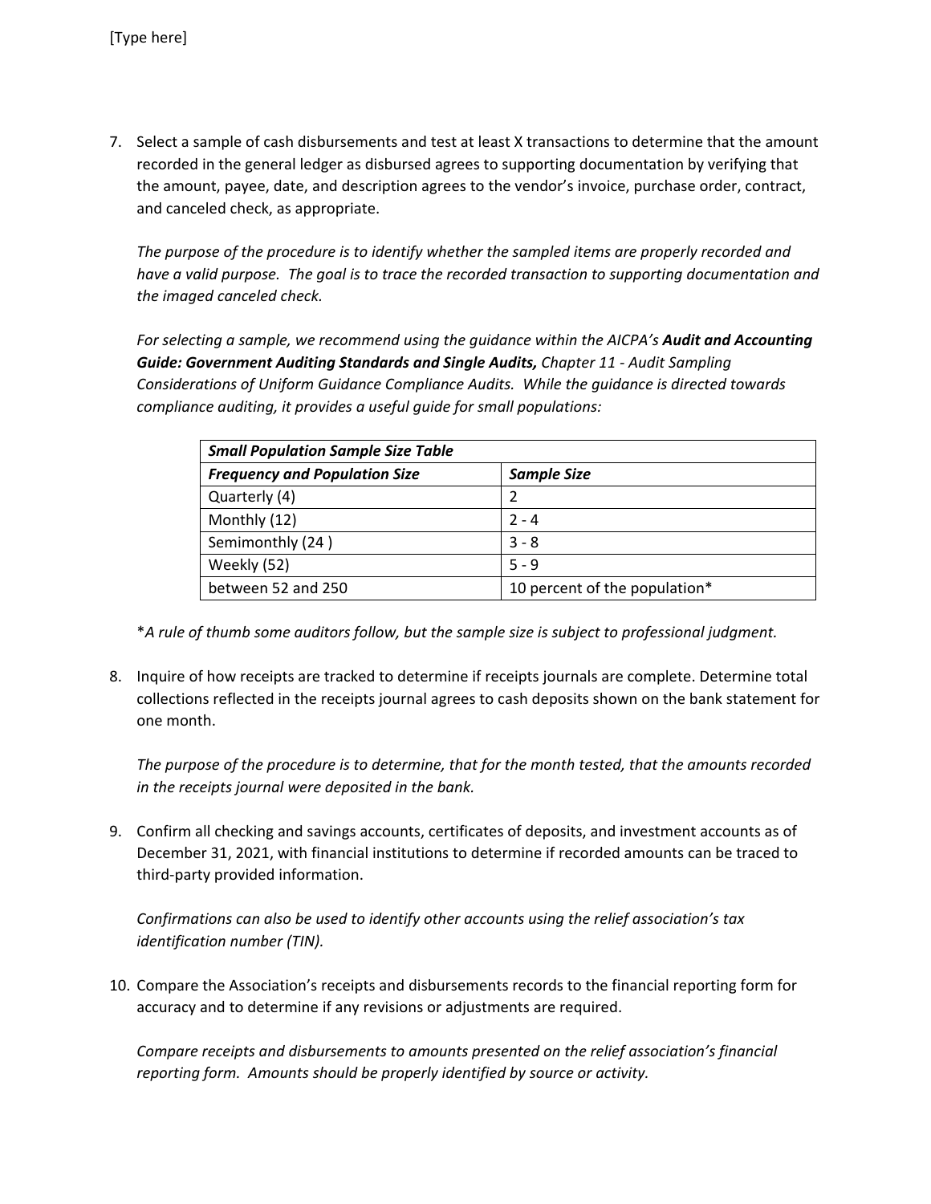7. Select a sample of cash disbursements and test at least X transactions to determine that the amount recorded in the general ledger as disbursed agrees to supporting documentation by verifying that the amount, payee, date, and description agrees to the vendor's invoice, purchase order, contract, and canceled check, as appropriate.

   *The purpose of the procedure is to identify whether the sampled items are properly recorded and have a valid purpose. The goal is to trace the recorded transaction to supporting documentation and the imaged canceled check.*

   *For selecting a sample, we recommend using the guidance within the AICPA's* ***Audit and Accounting Guide: Government Auditing Standards and Single Audits,*** *Chapter 11 - Audit Sampling Considerations of Uniform Guidance Compliance Audits. While the guidance is directed towards compliance auditing, it provides a useful guide for small populations:*

| ***Small Population Sample Size Table*** | |
|---|---|
| ***Frequency and Population Size*** | ***Sample Size*** |
| Quarterly (4) | 2 |
| Monthly (12) | 2 - 4 |
| Semimonthly (24 ) | 3 - 8 |
| Weekly (52) | 5 - 9 |
| between 52 and 250 | 10 percent of the population* |

   \**A rule of thumb some auditors follow, but the sample size is subject to professional judgment.*

8. Inquire of how receipts are tracked to determine if receipts journals are complete. Determine total collections reflected in the receipts journal agrees to cash deposits shown on the bank statement for one month.

   *The purpose of the procedure is to determine, that for the month tested, that the amounts recorded in the receipts journal were deposited in the bank.*

9. Confirm all checking and savings accounts, certificates of deposits, and investment accounts as of December 31, 2021, with financial institutions to determine if recorded amounts can be traced to third-party provided information.

   *Confirmations can also be used to identify other accounts using the relief association's tax identification number (TIN).*

10. Compare the Association's receipts and disbursements records to the financial reporting form for accuracy and to determine if any revisions or adjustments are required.

    *Compare receipts and disbursements to amounts presented on the relief association's financial reporting form. Amounts should be properly identified by source or activity.*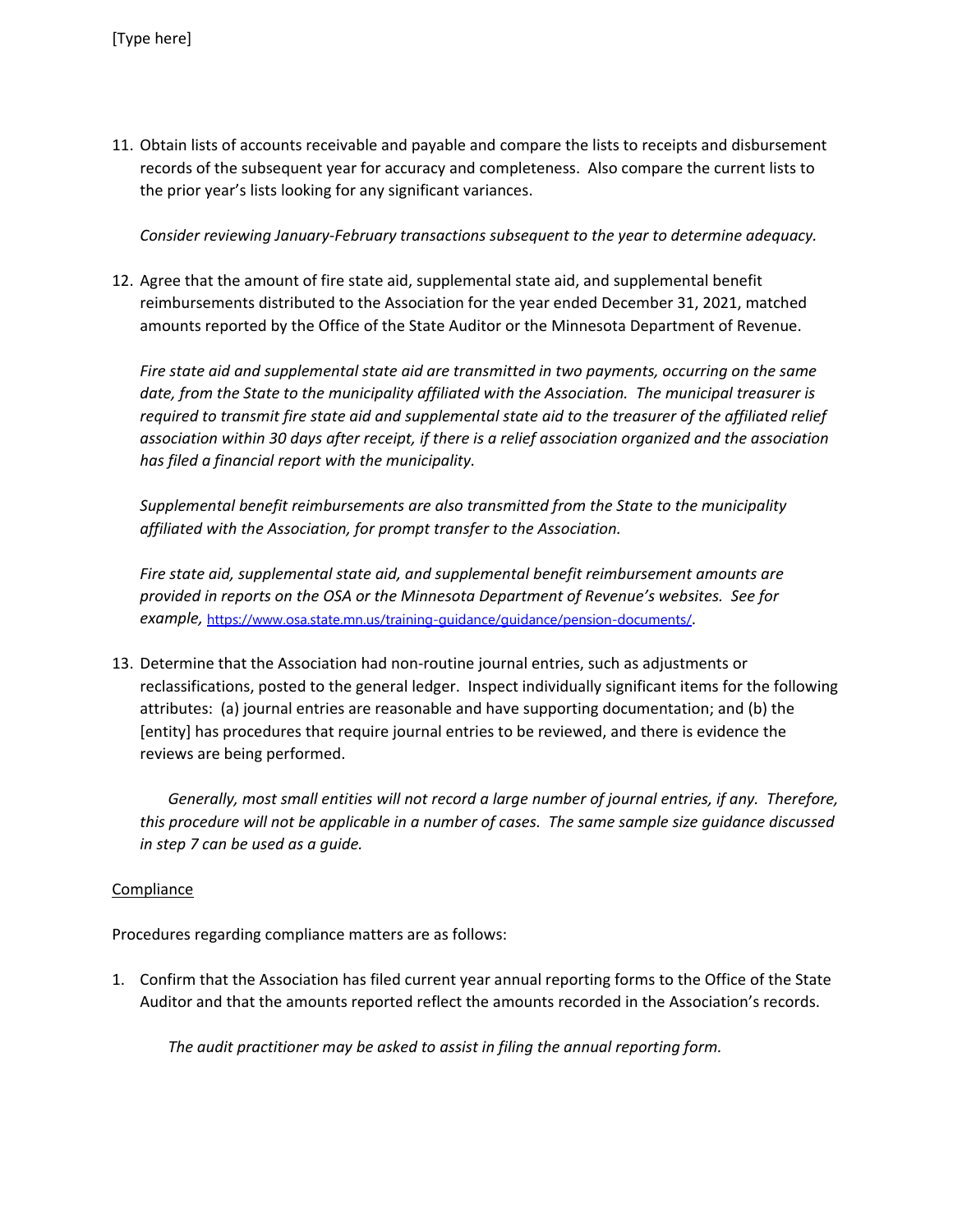11. Obtain lists of accounts receivable and payable and compare the lists to receipts and disbursement records of the subsequent year for accuracy and completeness. Also compare the current lists to the prior year's lists looking for any significant variances.

    *Consider reviewing January-February transactions subsequent to the year to determine adequacy.*

12. Agree that the amount of fire state aid, supplemental state aid, and supplemental benefit reimbursements distributed to the Association for the year ended December 31, 2021, matched amounts reported by the Office of the State Auditor or the Minnesota Department of Revenue.

    *Fire state aid and supplemental state aid are transmitted in two payments, occurring on the same date, from the State to the municipality affiliated with the Association. The municipal treasurer is required to transmit fire state aid and supplemental state aid to the treasurer of the affiliated relief association within 30 days after receipt, if there is a relief association organized and the association has filed a financial report with the municipality.*

    *Supplemental benefit reimbursements are also transmitted from the State to the municipality affiliated with the Association, for prompt transfer to the Association.*

    *Fire state aid, supplemental state aid, and supplemental benefit reimbursement amounts are provided in reports on the OSA or the Minnesota Department of Revenue's websites. See for example,* https://www.osa.state.mn.us/training-guidance/guidance/pension-documents/.

13. Determine that the Association had non-routine journal entries, such as adjustments or reclassifications, posted to the general ledger. Inspect individually significant items for the following attributes: (a) journal entries are reasonable and have supporting documentation; and (b) the [entity] has procedures that require journal entries to be reviewed, and there is evidence the reviews are being performed.

    *Generally, most small entities will not record a large number of journal entries, if any. Therefore, this procedure will not be applicable in a number of cases. The same sample size guidance discussed in step 7 can be used as a guide.*

<u>Compliance</u>

Procedures regarding compliance matters are as follows:

1. Confirm that the Association has filed current year annual reporting forms to the Office of the State Auditor and that the amounts reported reflect the amounts recorded in the Association's records.

    *The audit practitioner may be asked to assist in filing the annual reporting form.*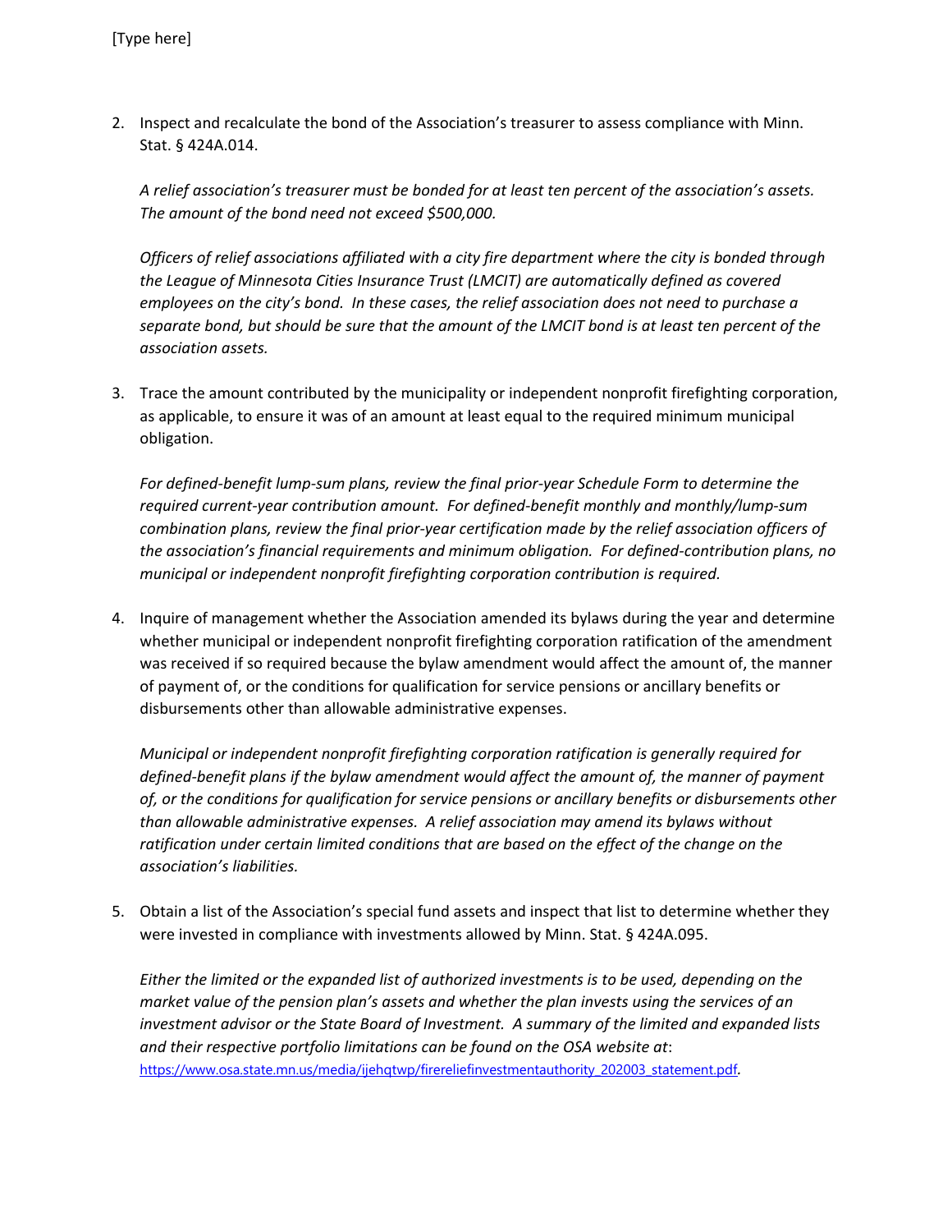2. Inspect and recalculate the bond of the Association's treasurer to assess compliance with Minn. Stat. § 424A.014.

   *A relief association's treasurer must be bonded for at least ten percent of the association's assets. The amount of the bond need not exceed $500,000.*

   *Officers of relief associations affiliated with a city fire department where the city is bonded through the League of Minnesota Cities Insurance Trust (LMCIT) are automatically defined as covered employees on the city's bond. In these cases, the relief association does not need to purchase a separate bond, but should be sure that the amount of the LMCIT bond is at least ten percent of the association assets.*

3. Trace the amount contributed by the municipality or independent nonprofit firefighting corporation, as applicable, to ensure it was of an amount at least equal to the required minimum municipal obligation.

   *For defined-benefit lump-sum plans, review the final prior-year Schedule Form to determine the required current-year contribution amount. For defined-benefit monthly and monthly/lump-sum combination plans, review the final prior-year certification made by the relief association officers of the association's financial requirements and minimum obligation. For defined-contribution plans, no municipal or independent nonprofit firefighting corporation contribution is required.*

4. Inquire of management whether the Association amended its bylaws during the year and determine whether municipal or independent nonprofit firefighting corporation ratification of the amendment was received if so required because the bylaw amendment would affect the amount of, the manner of payment of, or the conditions for qualification for service pensions or ancillary benefits or disbursements other than allowable administrative expenses.

   *Municipal or independent nonprofit firefighting corporation ratification is generally required for defined-benefit plans if the bylaw amendment would affect the amount of, the manner of payment of, or the conditions for qualification for service pensions or ancillary benefits or disbursements other than allowable administrative expenses. A relief association may amend its bylaws without ratification under certain limited conditions that are based on the effect of the change on the association's liabilities.*

5. Obtain a list of the Association's special fund assets and inspect that list to determine whether they were invested in compliance with investments allowed by Minn. Stat. § 424A.095.

   *Either the limited or the expanded list of authorized investments is to be used, depending on the market value of the pension plan's assets and whether the plan invests using the services of an investment advisor or the State Board of Investment. A summary of the limited and expanded lists and their respective portfolio limitations can be found on the OSA website at*: https://www.osa.state.mn.us/media/ijehqtwp/firereliefinvestmentauthority_202003_statement.pdf*.*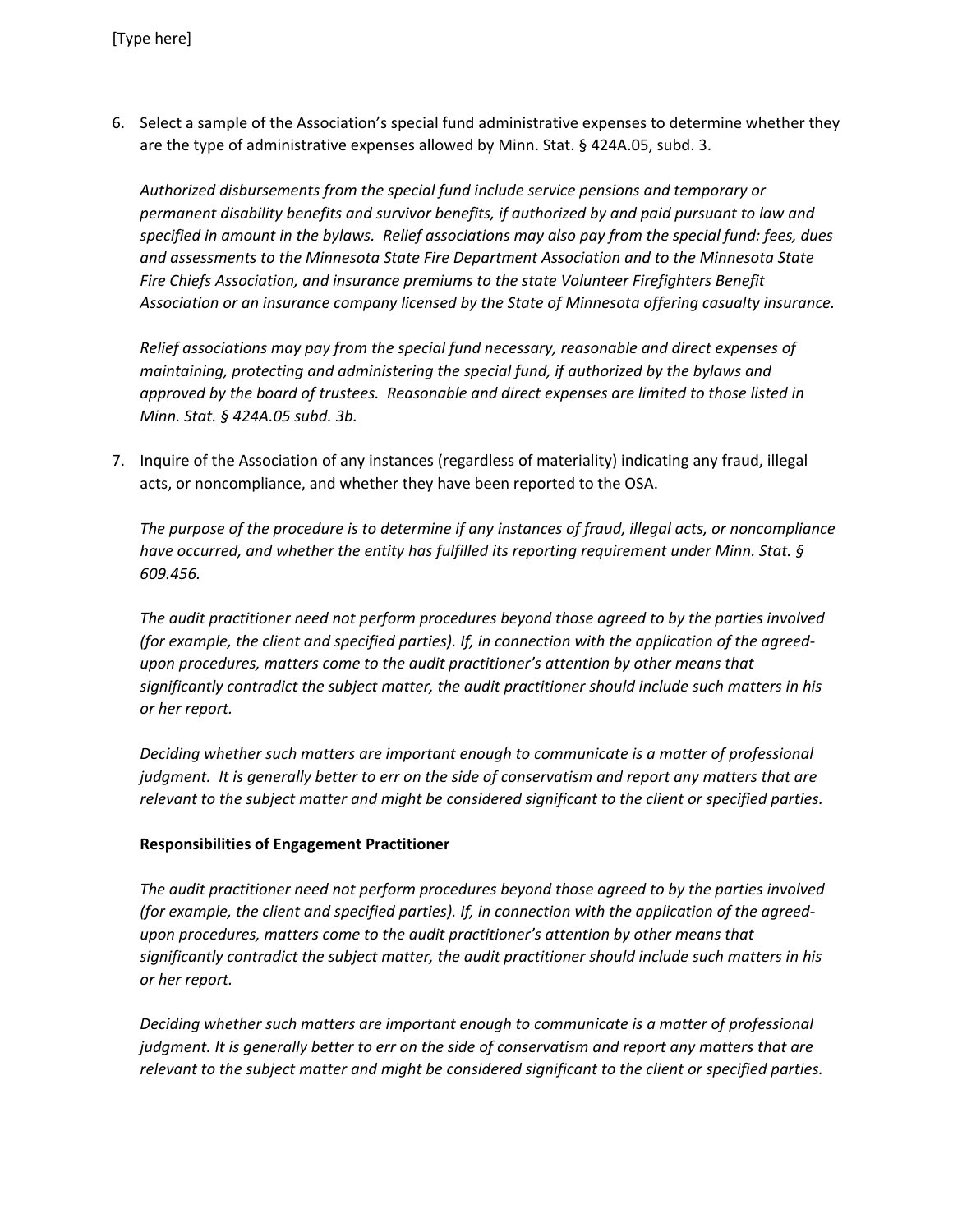6. Select a sample of the Association's special fund administrative expenses to determine whether they are the type of administrative expenses allowed by Minn. Stat. § 424A.05, subd. 3.

   *Authorized disbursements from the special fund include service pensions and temporary or permanent disability benefits and survivor benefits, if authorized by and paid pursuant to law and specified in amount in the bylaws. Relief associations may also pay from the special fund: fees, dues and assessments to the Minnesota State Fire Department Association and to the Minnesota State Fire Chiefs Association, and insurance premiums to the state Volunteer Firefighters Benefit Association or an insurance company licensed by the State of Minnesota offering casualty insurance.*

   *Relief associations may pay from the special fund necessary, reasonable and direct expenses of maintaining, protecting and administering the special fund, if authorized by the bylaws and approved by the board of trustees. Reasonable and direct expenses are limited to those listed in Minn. Stat. § 424A.05 subd. 3b.*

7. Inquire of the Association of any instances (regardless of materiality) indicating any fraud, illegal acts, or noncompliance, and whether they have been reported to the OSA.

   *The purpose of the procedure is to determine if any instances of fraud, illegal acts, or noncompliance have occurred, and whether the entity has fulfilled its reporting requirement under Minn. Stat. § 609.456.*

   *The audit practitioner need not perform procedures beyond those agreed to by the parties involved (for example, the client and specified parties). If, in connection with the application of the agreed-upon procedures, matters come to the audit practitioner's attention by other means that significantly contradict the subject matter, the audit practitioner should include such matters in his or her report.*

   *Deciding whether such matters are important enough to communicate is a matter of professional judgment. It is generally better to err on the side of conservatism and report any matters that are relevant to the subject matter and might be considered significant to the client or specified parties.*

   **Responsibilities of Engagement Practitioner**

   *The audit practitioner need not perform procedures beyond those agreed to by the parties involved (for example, the client and specified parties). If, in connection with the application of the agreed-upon procedures, matters come to the audit practitioner's attention by other means that significantly contradict the subject matter, the audit practitioner should include such matters in his or her report.*

   *Deciding whether such matters are important enough to communicate is a matter of professional judgment. It is generally better to err on the side of conservatism and report any matters that are relevant to the subject matter and might be considered significant to the client or specified parties.*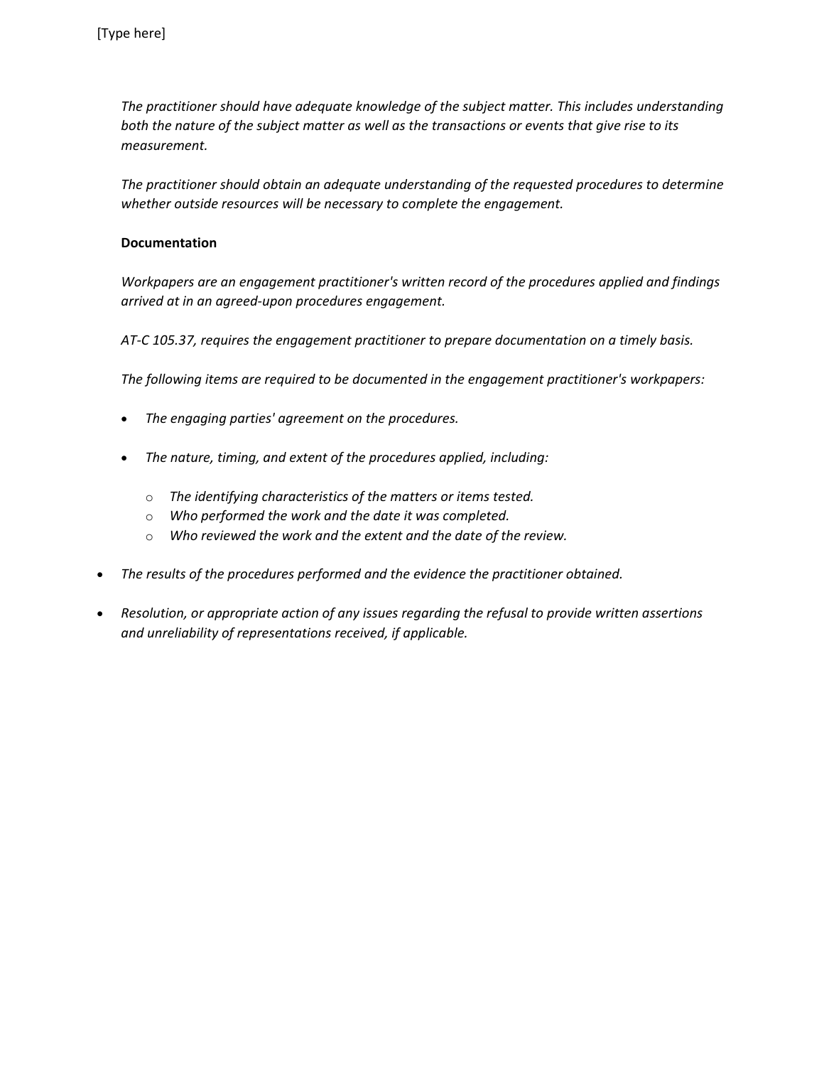*The practitioner should have adequate knowledge of the subject matter. This includes understanding both the nature of the subject matter as well as the transactions or events that give rise to its measurement.*

*The practitioner should obtain an adequate understanding of the requested procedures to determine whether outside resources will be necessary to complete the engagement.*

**Documentation**

*Workpapers are an engagement practitioner's written record of the procedures applied and findings arrived at in an agreed-upon procedures engagement.*

*AT-C 105.37, requires the engagement practitioner to prepare documentation on a timely basis.*

*The following items are required to be documented in the engagement practitioner's workpapers:*

- *The engaging parties' agreement on the procedures.*
- *The nature, timing, and extent of the procedures applied, including:*
  - *The identifying characteristics of the matters or items tested.*
  - *Who performed the work and the date it was completed.*
  - *Who reviewed the work and the extent and the date of the review.*
- *The results of the procedures performed and the evidence the practitioner obtained.*
- *Resolution, or appropriate action of any issues regarding the refusal to provide written assertions and unreliability of representations received, if applicable.*